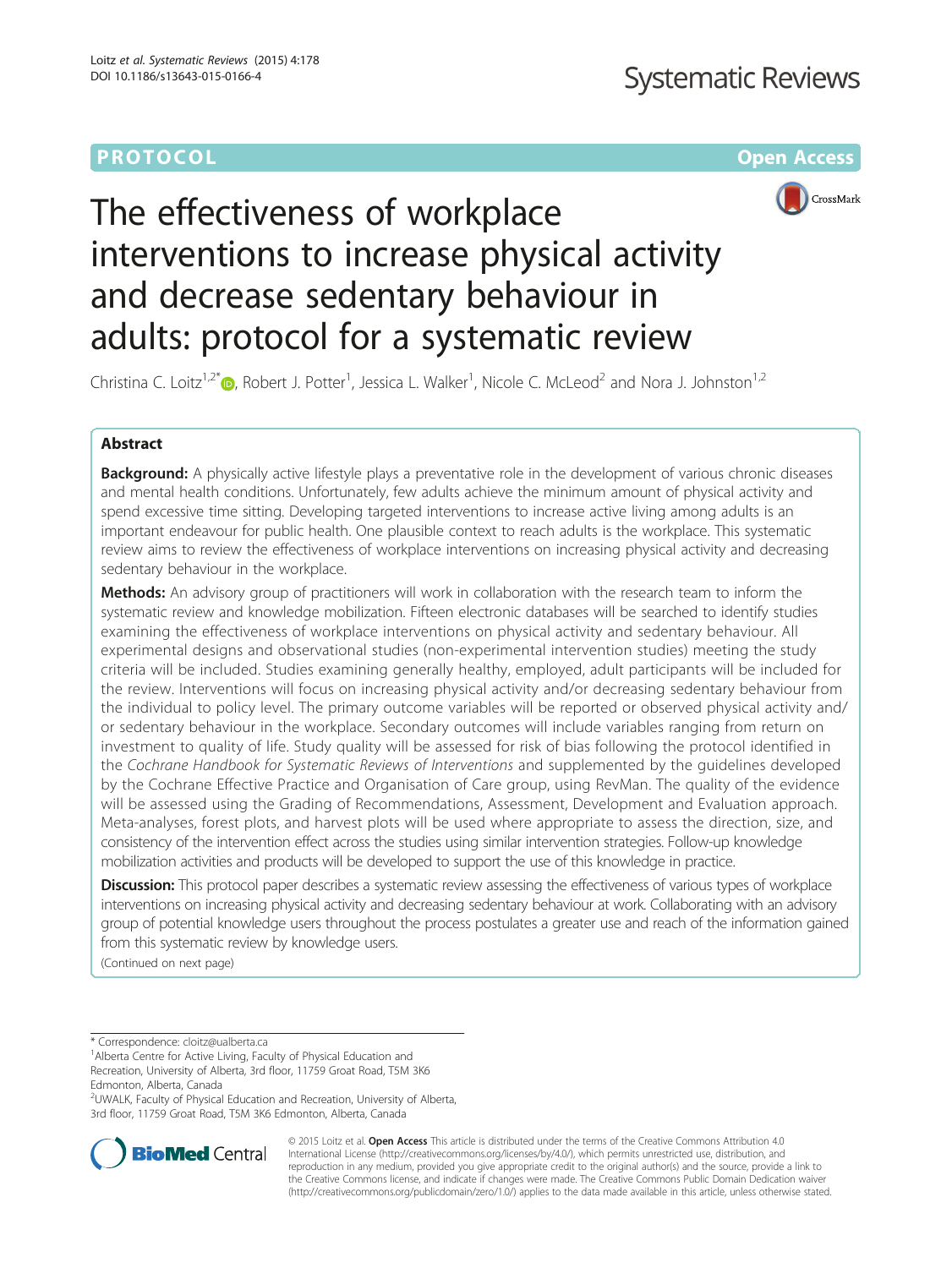PROTOCOL | Open Access

# The effectiveness of workplace interventions to increase physical activity and decrease sedentary behaviour in adults: protocol for a systematic review

Christina C. Loitz[1,2*], Robert J. Potter[1], Jessica L. Walker[1], Nicole C. McLeod[2] and Nora J. Johnston[1,2]

## Abstract

**Background:** A physically active lifestyle plays a preventative role in the development of various chronic diseases and mental health conditions. Unfortunately, few adults achieve the minimum amount of physical activity and spend excessive time sitting. Developing targeted interventions to increase active living among adults is an important endeavour for public health. One plausible context to reach adults is the workplace. This systematic review aims to review the effectiveness of workplace interventions on increasing physical activity and decreasing sedentary behaviour in the workplace.

**Methods:** An advisory group of practitioners will work in collaboration with the research team to inform the systematic review and knowledge mobilization. Fifteen electronic databases will be searched to identify studies examining the effectiveness of workplace interventions on physical activity and sedentary behaviour. All experimental designs and observational studies (non-experimental intervention studies) meeting the study criteria will be included. Studies examining generally healthy, employed, adult participants will be included for the review. Interventions will focus on increasing physical activity and/or decreasing sedentary behaviour from the individual to policy level. The primary outcome variables will be reported or observed physical activity and/or sedentary behaviour in the workplace. Secondary outcomes will include variables ranging from return on investment to quality of life. Study quality will be assessed for risk of bias following the protocol identified in the *Cochrane Handbook for Systematic Reviews of Interventions* and supplemented by the guidelines developed by the Cochrane Effective Practice and Organisation of Care group, using RevMan. The quality of the evidence will be assessed using the Grading of Recommendations, Assessment, Development and Evaluation approach. Meta-analyses, forest plots, and harvest plots will be used where appropriate to assess the direction, size, and consistency of the intervention effect across the studies using similar intervention strategies. Follow-up knowledge mobilization activities and products will be developed to support the use of this knowledge in practice.

**Discussion:** This protocol paper describes a systematic review assessing the effectiveness of various types of workplace interventions on increasing physical activity and decreasing sedentary behaviour at work. Collaborating with an advisory group of potential knowledge users throughout the process postulates a greater use and reach of the information gained from this systematic review by knowledge users.

(Continued on next page)

\* Correspondence: cloitz@ualberta.ca

[1]Alberta Centre for Active Living, Faculty of Physical Education and Recreation, University of Alberta, 3rd floor, 11759 Groat Road, T5M 3K6 Edmonton, Alberta, Canada

[2]UWALK, Faculty of Physical Education and Recreation, University of Alberta, 3rd floor, 11759 Groat Road, T5M 3K6 Edmonton, Alberta, Canada

© 2015 Loitz et al. **Open Access** This article is distributed under the terms of the Creative Commons Attribution 4.0 International License (http://creativecommons.org/licenses/by/4.0/), which permits unrestricted use, distribution, and reproduction in any medium, provided you give appropriate credit to the original author(s) and the source, provide a link to the Creative Commons license, and indicate if changes were made. The Creative Commons Public Domain Dedication waiver (http://creativecommons.org/publicdomain/zero/1.0/) applies to the data made available in this article, unless otherwise stated.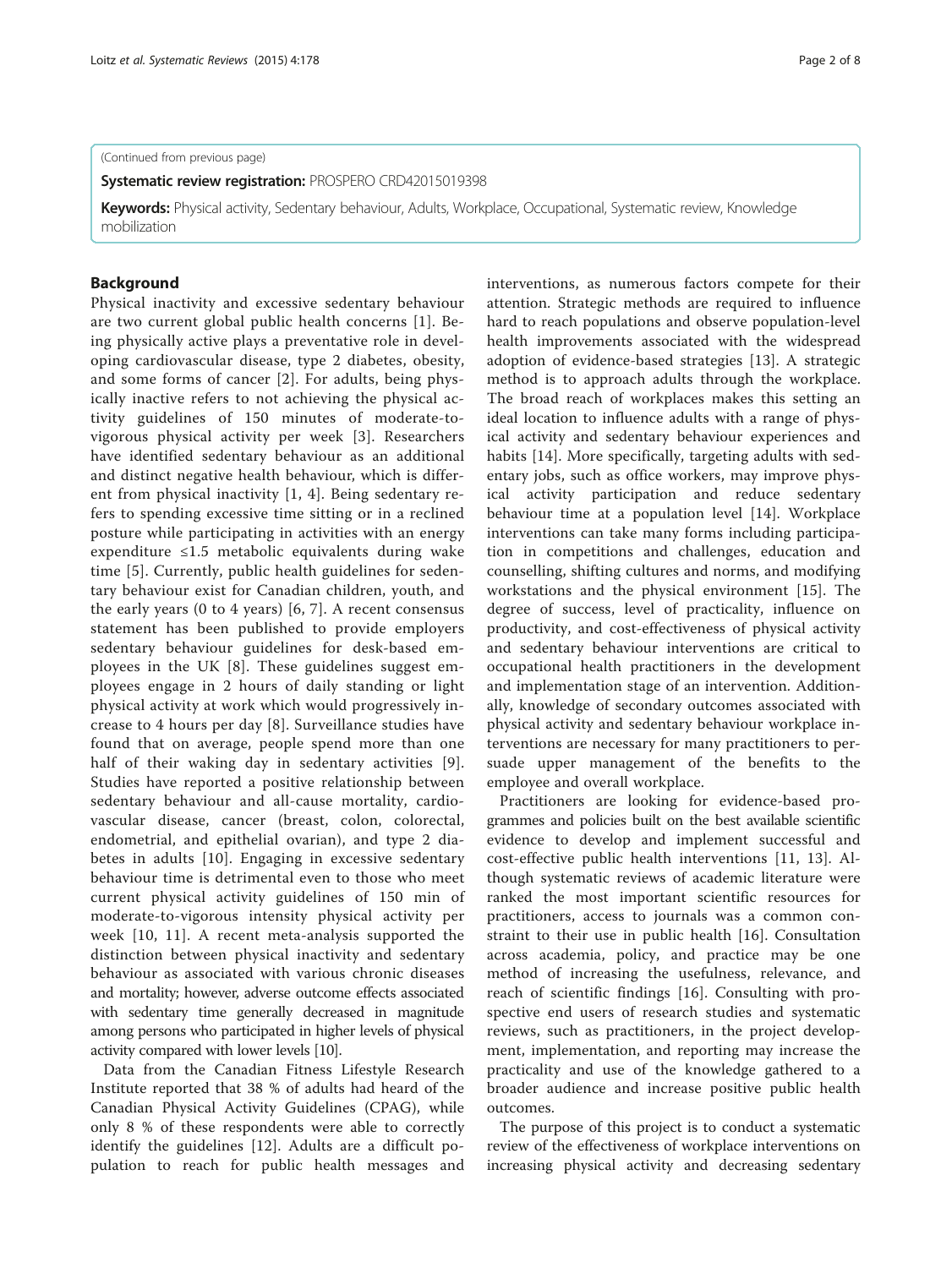(Continued from previous page)

**Systematic review registration:** PROSPERO CRD42015019398

**Keywords:** Physical activity, Sedentary behaviour, Adults, Workplace, Occupational, Systematic review, Knowledge mobilization

## Background

Physical inactivity and excessive sedentary behaviour are two current global public health concerns [1]. Being physically active plays a preventative role in developing cardiovascular disease, type 2 diabetes, obesity, and some forms of cancer [2]. For adults, being physically inactive refers to not achieving the physical activity guidelines of 150 minutes of moderate-to-vigorous physical activity per week [3]. Researchers have identified sedentary behaviour as an additional and distinct negative health behaviour, which is different from physical inactivity [1, 4]. Being sedentary refers to spending excessive time sitting or in a reclined posture while participating in activities with an energy expenditure ≤1.5 metabolic equivalents during wake time [5]. Currently, public health guidelines for sedentary behaviour exist for Canadian children, youth, and the early years (0 to 4 years) [6, 7]. A recent consensus statement has been published to provide employers sedentary behaviour guidelines for desk-based employees in the UK [8]. These guidelines suggest employees engage in 2 hours of daily standing or light physical activity at work which would progressively increase to 4 hours per day [8]. Surveillance studies have found that on average, people spend more than one half of their waking day in sedentary activities [9]. Studies have reported a positive relationship between sedentary behaviour and all-cause mortality, cardiovascular disease, cancer (breast, colon, colorectal, endometrial, and epithelial ovarian), and type 2 diabetes in adults [10]. Engaging in excessive sedentary behaviour time is detrimental even to those who meet current physical activity guidelines of 150 min of moderate-to-vigorous intensity physical activity per week [10, 11]. A recent meta-analysis supported the distinction between physical inactivity and sedentary behaviour as associated with various chronic diseases and mortality; however, adverse outcome effects associated with sedentary time generally decreased in magnitude among persons who participated in higher levels of physical activity compared with lower levels [10].

Data from the Canadian Fitness Lifestyle Research Institute reported that 38 % of adults had heard of the Canadian Physical Activity Guidelines (CPAG), while only 8 % of these respondents were able to correctly identify the guidelines [12]. Adults are a difficult population to reach for public health messages and interventions, as numerous factors compete for their attention. Strategic methods are required to influence hard to reach populations and observe population-level health improvements associated with the widespread adoption of evidence-based strategies [13]. A strategic method is to approach adults through the workplace. The broad reach of workplaces makes this setting an ideal location to influence adults with a range of physical activity and sedentary behaviour experiences and habits [14]. More specifically, targeting adults with sedentary jobs, such as office workers, may improve physical activity participation and reduce sedentary behaviour time at a population level [14]. Workplace interventions can take many forms including participation in competitions and challenges, education and counselling, shifting cultures and norms, and modifying workstations and the physical environment [15]. The degree of success, level of practicality, influence on productivity, and cost-effectiveness of physical activity and sedentary behaviour interventions are critical to occupational health practitioners in the development and implementation stage of an intervention. Additionally, knowledge of secondary outcomes associated with physical activity and sedentary behaviour workplace interventions are necessary for many practitioners to persuade upper management of the benefits to the employee and overall workplace.

Practitioners are looking for evidence-based programmes and policies built on the best available scientific evidence to develop and implement successful and cost-effective public health interventions [11, 13]. Although systematic reviews of academic literature were ranked the most important scientific resources for practitioners, access to journals was a common constraint to their use in public health [16]. Consultation across academia, policy, and practice may be one method of increasing the usefulness, relevance, and reach of scientific findings [16]. Consulting with prospective end users of research studies and systematic reviews, such as practitioners, in the project development, implementation, and reporting may increase the practicality and use of the knowledge gathered to a broader audience and increase positive public health outcomes.

The purpose of this project is to conduct a systematic review of the effectiveness of workplace interventions on increasing physical activity and decreasing sedentary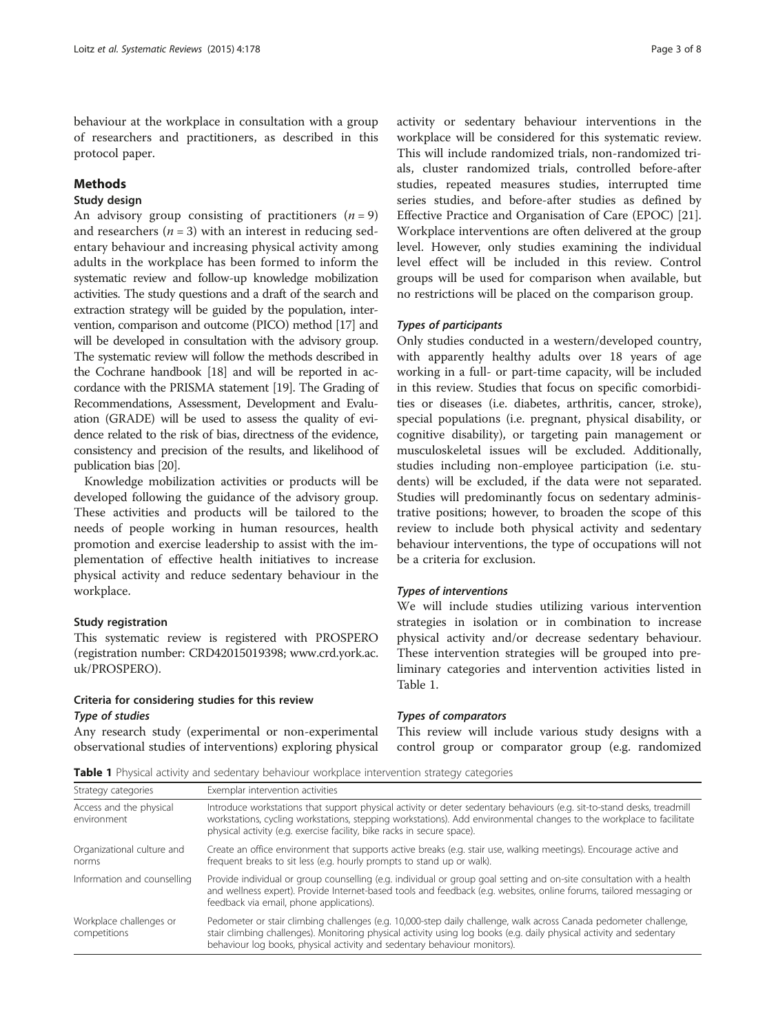behaviour at the workplace in consultation with a group of researchers and practitioners, as described in this protocol paper.

## Methods

### Study design

An advisory group consisting of practitioners ($n = 9$) and researchers ($n = 3$) with an interest in reducing sedentary behaviour and increasing physical activity among adults in the workplace has been formed to inform the systematic review and follow-up knowledge mobilization activities. The study questions and a draft of the search and extraction strategy will be guided by the population, intervention, comparison and outcome (PICO) method [17] and will be developed in consultation with the advisory group. The systematic review will follow the methods described in the Cochrane handbook [18] and will be reported in accordance with the PRISMA statement [19]. The Grading of Recommendations, Assessment, Development and Evaluation (GRADE) will be used to assess the quality of evidence related to the risk of bias, directness of the evidence, consistency and precision of the results, and likelihood of publication bias [20].

Knowledge mobilization activities or products will be developed following the guidance of the advisory group. These activities and products will be tailored to the needs of people working in human resources, health promotion and exercise leadership to assist with the implementation of effective health initiatives to increase physical activity and reduce sedentary behaviour in the workplace.

### Study registration

This systematic review is registered with PROSPERO (registration number: CRD42015019398; www.crd.york.ac.uk/PROSPERO).

### Criteria for considering studies for this review

#### *Type of studies*

Any research study (experimental or non-experimental observational studies of interventions) exploring physical activity or sedentary behaviour interventions in the workplace will be considered for this systematic review. This will include randomized trials, non-randomized trials, cluster randomized trials, controlled before-after studies, repeated measures studies, interrupted time series studies, and before-after studies as defined by Effective Practice and Organisation of Care (EPOC) [21]. Workplace interventions are often delivered at the group level. However, only studies examining the individual level effect will be included in this review. Control groups will be used for comparison when available, but no restrictions will be placed on the comparison group.

#### *Types of participants*

Only studies conducted in a western/developed country, with apparently healthy adults over 18 years of age working in a full- or part-time capacity, will be included in this review. Studies that focus on specific comorbidities or diseases (i.e. diabetes, arthritis, cancer, stroke), special populations (i.e. pregnant, physical disability, or cognitive disability), or targeting pain management or musculoskeletal issues will be excluded. Additionally, studies including non-employee participation (i.e. students) will be excluded, if the data were not separated. Studies will predominantly focus on sedentary administrative positions; however, to broaden the scope of this review to include both physical activity and sedentary behaviour interventions, the type of occupations will not be a criteria for exclusion.

#### *Types of interventions*

We will include studies utilizing various intervention strategies in isolation or in combination to increase physical activity and/or decrease sedentary behaviour. These intervention strategies will be grouped into preliminary categories and intervention activities listed in Table 1.

#### *Types of comparators*

This review will include various study designs with a control group or comparator group (e.g. randomized

**Table 1** Physical activity and sedentary behaviour workplace intervention strategy categories

| Strategy categories | Exemplar intervention activities |
|---|---|
| Access and the physical environment | Introduce workstations that support physical activity or deter sedentary behaviours (e.g. sit-to-stand desks, treadmill workstations, cycling workstations, stepping workstations). Add environmental changes to the workplace to facilitate physical activity (e.g. exercise facility, bike racks in secure space). |
| Organizational culture and norms | Create an office environment that supports active breaks (e.g. stair use, walking meetings). Encourage active and frequent breaks to sit less (e.g. hourly prompts to stand up or walk). |
| Information and counselling | Provide individual or group counselling (e.g. individual or group goal setting and on-site consultation with a health and wellness expert). Provide Internet-based tools and feedback (e.g. websites, online forums, tailored messaging or feedback via email, phone applications). |
| Workplace challenges or competitions | Pedometer or stair climbing challenges (e.g. 10,000-step daily challenge, walk across Canada pedometer challenge, stair climbing challenges). Monitoring physical activity using log books (e.g. daily physical activity and sedentary behaviour log books, physical activity and sedentary behaviour monitors). |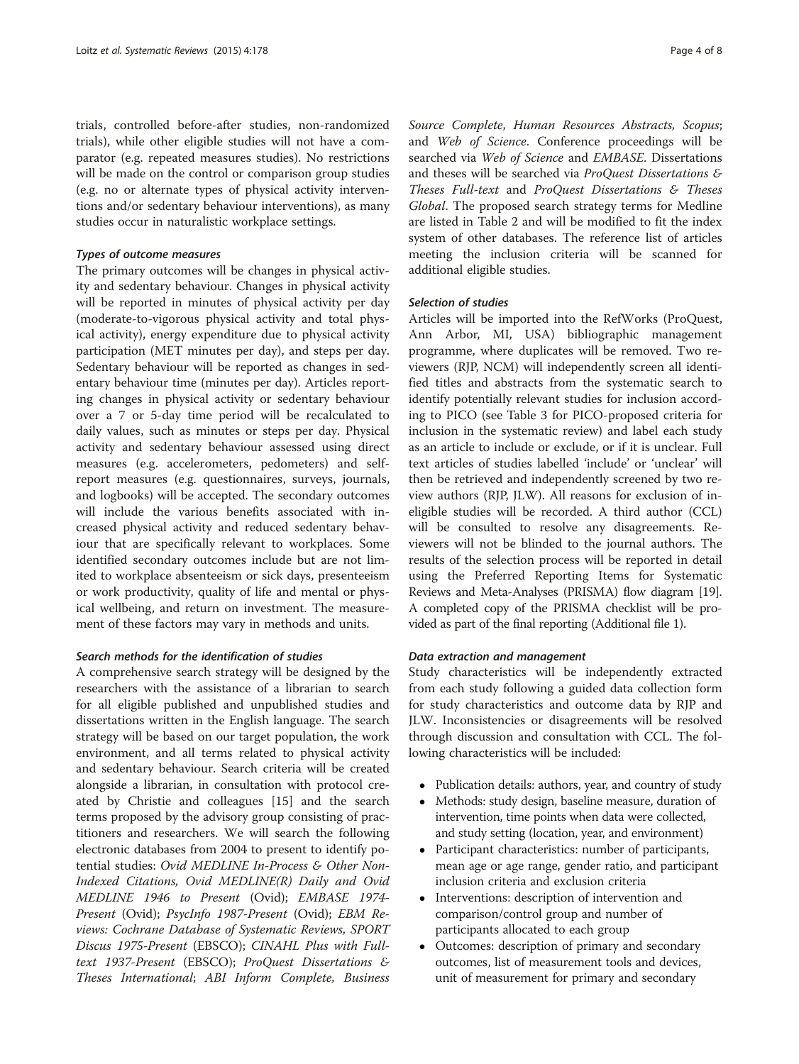trials, controlled before-after studies, non-randomized trials), while other eligible studies will not have a comparator (e.g. repeated measures studies). No restrictions will be made on the control or comparison group studies (e.g. no or alternate types of physical activity interventions and/or sedentary behaviour interventions), as many studies occur in naturalistic workplace settings.

#### *Types of outcome measures*

The primary outcomes will be changes in physical activity and sedentary behaviour. Changes in physical activity will be reported in minutes of physical activity per day (moderate-to-vigorous physical activity and total physical activity), energy expenditure due to physical activity participation (MET minutes per day), and steps per day. Sedentary behaviour will be reported as changes in sedentary behaviour time (minutes per day). Articles reporting changes in physical activity or sedentary behaviour over a 7 or 5-day time period will be recalculated to daily values, such as minutes or steps per day. Physical activity and sedentary behaviour assessed using direct measures (e.g. accelerometers, pedometers) and self-report measures (e.g. questionnaires, surveys, journals, and logbooks) will be accepted. The secondary outcomes will include the various benefits associated with increased physical activity and reduced sedentary behaviour that are specifically relevant to workplaces. Some identified secondary outcomes include but are not limited to workplace absenteeism or sick days, presenteeism or work productivity, quality of life and mental or physical wellbeing, and return on investment. The measurement of these factors may vary in methods and units.

#### *Search methods for the identification of studies*

A comprehensive search strategy will be designed by the researchers with the assistance of a librarian to search for all eligible published and unpublished studies and dissertations written in the English language. The search strategy will be based on our target population, the work environment, and all terms related to physical activity and sedentary behaviour. Search criteria will be created alongside a librarian, in consultation with protocol created by Christie and colleagues [15] and the search terms proposed by the advisory group consisting of practitioners and researchers. We will search the following electronic databases from 2004 to present to identify potential studies: *Ovid MEDLINE In-Process & Other Non-Indexed Citations, Ovid MEDLINE(R) Daily and Ovid MEDLINE 1946 to Present* (Ovid); *EMBASE 1974-Present* (Ovid); *PsycInfo 1987-Present* (Ovid); *EBM Reviews: Cochrane Database of Systematic Reviews, SPORT Discus 1975-Present* (EBSCO); *CINAHL Plus with Full-text 1937-Present* (EBSCO); *ProQuest Dissertations & Theses International*; *ABI Inform Complete, Business Source Complete, Human Resources Abstracts, Scopus*; and *Web of Science*. Conference proceedings will be searched via *Web of Science* and *EMBASE*. Dissertations and theses will be searched via *ProQuest Dissertations & Theses Full-text* and *ProQuest Dissertations & Theses Global*. The proposed search strategy terms for Medline are listed in Table 2 and will be modified to fit the index system of other databases. The reference list of articles meeting the inclusion criteria will be scanned for additional eligible studies.

#### *Selection of studies*

Articles will be imported into the RefWorks (ProQuest, Ann Arbor, MI, USA) bibliographic management programme, where duplicates will be removed. Two reviewers (RJP, NCM) will independently screen all identified titles and abstracts from the systematic search to identify potentially relevant studies for inclusion according to PICO (see Table 3 for PICO-proposed criteria for inclusion in the systematic review) and label each study as an article to include or exclude, or if it is unclear. Full text articles of studies labelled 'include' or 'unclear' will then be retrieved and independently screened by two review authors (RJP, JLW). All reasons for exclusion of ineligible studies will be recorded. A third author (CCL) will be consulted to resolve any disagreements. Reviewers will not be blinded to the journal authors. The results of the selection process will be reported in detail using the Preferred Reporting Items for Systematic Reviews and Meta-Analyses (PRISMA) flow diagram [19]. A completed copy of the PRISMA checklist will be provided as part of the final reporting (Additional file 1).

#### *Data extraction and management*

Study characteristics will be independently extracted from each study following a guided data collection form for study characteristics and outcome data by RJP and JLW. Inconsistencies or disagreements will be resolved through discussion and consultation with CCL. The following characteristics will be included:

- Publication details: authors, year, and country of study
- Methods: study design, baseline measure, duration of intervention, time points when data were collected, and study setting (location, year, and environment)
- Participant characteristics: number of participants, mean age or age range, gender ratio, and participant inclusion criteria and exclusion criteria
- Interventions: description of intervention and comparison/control group and number of participants allocated to each group
- Outcomes: description of primary and secondary outcomes, list of measurement tools and devices, unit of measurement for primary and secondary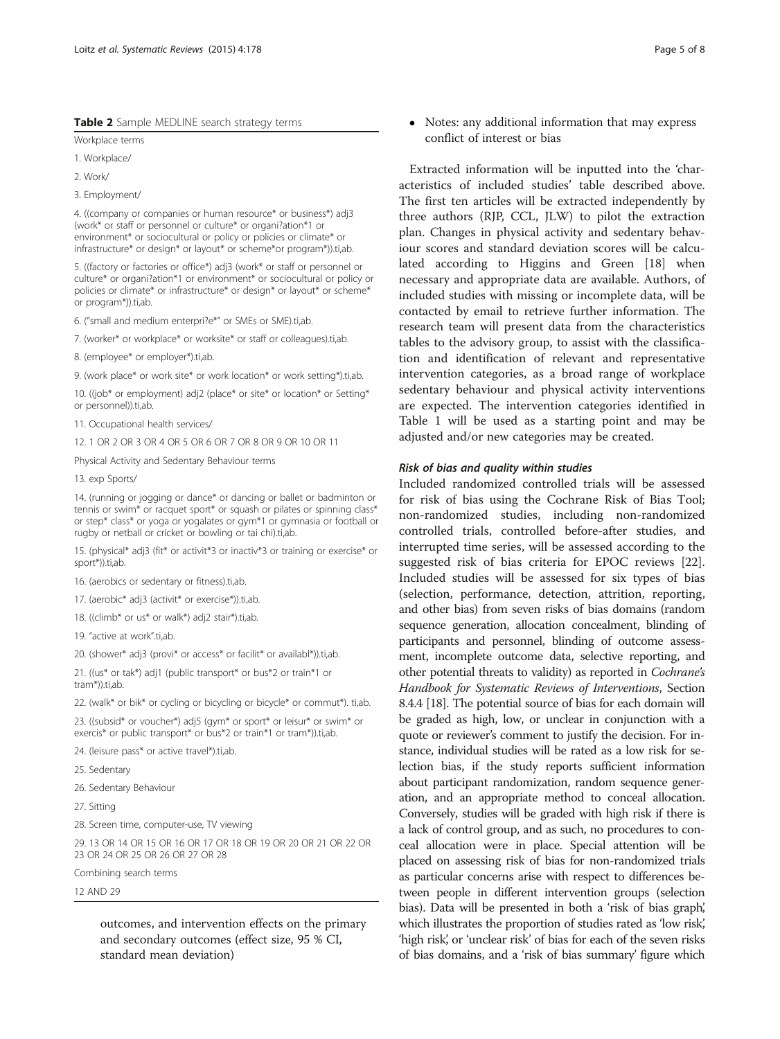**Table 2** Sample MEDLINE search strategy terms

| |
|---|
| Workplace terms |
| 1. Workplace/ |
| 2. Work/ |
| 3. Employment/ |
| 4. ((company or companies or human resource* or business*) adj3 (work* or staff or personnel or culture* or organi?ation*1 or environment* or sociocultural or policy or policies or climate* or infrastructure* or design* or layout* or scheme*or program*)).ti,ab. |
| 5. ((factory or factories or office*) adj3 (work* or staff or personnel or culture* or organi?ation*1 or environment* or sociocultural or policy or policies or climate* or infrastructure* or design* or layout* or scheme* or program*)).ti,ab. |
| 6. ("small and medium enterpri?e*" or SMEs or SME).ti,ab. |
| 7. (worker* or workplace* or worksite* or staff or colleagues).ti,ab. |
| 8. (employee* or employer*).ti,ab. |
| 9. (work place* or work site* or work location* or work setting*).ti,ab. |
| 10. ((job* or employment) adj2 (place* or site* or location* or Setting* or personnel)).ti,ab. |
| 11. Occupational health services/ |
| 12. 1 OR 2 OR 3 OR 4 OR 5 OR 6 OR 7 OR 8 OR 9 OR 10 OR 11 |
| Physical Activity and Sedentary Behaviour terms |
| 13. exp Sports/ |
| 14. (running or jogging or dance* or dancing or ballet or badminton or tennis or swim* or racquet sport* or squash or pilates or spinning class* or step* class* or yoga or yogalates or gym*1 or gymnasia or football or rugby or netball or cricket or bowling or tai chi).ti,ab. |
| 15. (physical* adj3 (fit* or activit*3 or inactiv*3 or training or exercise* or sport*)).ti,ab. |
| 16. (aerobics or sedentary or fitness).ti,ab. |
| 17. (aerobic* adj3 (activit* or exercise*)).ti,ab. |
| 18. ((climb* or us* or walk*) adj2 stair*).ti,ab. |
| 19. "active at work".ti,ab. |
| 20. (shower* adj3 (provi* or access* or facilit* or availabl*)).ti,ab. |
| 21. ((us* or tak*) adj1 (public transport* or bus*2 or train*1 or tram*)).ti,ab. |
| 22. (walk* or bik* or cycling or bicycling or bicycle* or commut*). ti,ab. |
| 23. ((subsid* or voucher*) adj5 (gym* or sport* or leisur* or swim* or exercis* or public transport* or bus*2 or train*1 or tram*)).ti,ab. |
| 24. (leisure pass* or active travel*).ti,ab. |
| 25. Sedentary |
| 26. Sedentary Behaviour |
| 27. Sitting |
| 28. Screen time, computer-use, TV viewing |
| 29. 13 OR 14 OR 15 OR 16 OR 17 OR 18 OR 19 OR 20 OR 21 OR 22 OR 23 OR 24 OR 25 OR 26 OR 27 OR 28 |
| Combining search terms |
| 12 AND 29 |

outcomes, and intervention effects on the primary and secondary outcomes (effect size, 95 % CI, standard mean deviation)

- Notes: any additional information that may express conflict of interest or bias

Extracted information will be inputted into the 'characteristics of included studies' table described above. The first ten articles will be extracted independently by three authors (RJP, CCL, JLW) to pilot the extraction plan. Changes in physical activity and sedentary behaviour scores and standard deviation scores will be calculated according to Higgins and Green [18] when necessary and appropriate data are available. Authors, of included studies with missing or incomplete data, will be contacted by email to retrieve further information. The research team will present data from the characteristics tables to the advisory group, to assist with the classification and identification of relevant and representative intervention categories, as a broad range of workplace sedentary behaviour and physical activity interventions are expected. The intervention categories identified in Table 1 will be used as a starting point and may be adjusted and/or new categories may be created.

#### *Risk of bias and quality within studies*

Included randomized controlled trials will be assessed for risk of bias using the Cochrane Risk of Bias Tool; non-randomized studies, including non-randomized controlled trials, controlled before-after studies, and interrupted time series, will be assessed according to the suggested risk of bias criteria for EPOC reviews [22]. Included studies will be assessed for six types of bias (selection, performance, detection, attrition, reporting, and other bias) from seven risks of bias domains (random sequence generation, allocation concealment, blinding of participants and personnel, blinding of outcome assessment, incomplete outcome data, selective reporting, and other potential threats to validity) as reported in *Cochrane's Handbook for Systematic Reviews of Interventions*, Section 8.4.4 [18]. The potential source of bias for each domain will be graded as high, low, or unclear in conjunction with a quote or reviewer's comment to justify the decision. For instance, individual studies will be rated as a low risk for selection bias, if the study reports sufficient information about participant randomization, random sequence generation, and an appropriate method to conceal allocation. Conversely, studies will be graded with high risk if there is a lack of control group, and as such, no procedures to conceal allocation were in place. Special attention will be placed on assessing risk of bias for non-randomized trials as particular concerns arise with respect to differences between people in different intervention groups (selection bias). Data will be presented in both a 'risk of bias graph', which illustrates the proportion of studies rated as 'low risk', 'high risk', or 'unclear risk' of bias for each of the seven risks of bias domains, and a 'risk of bias summary' figure which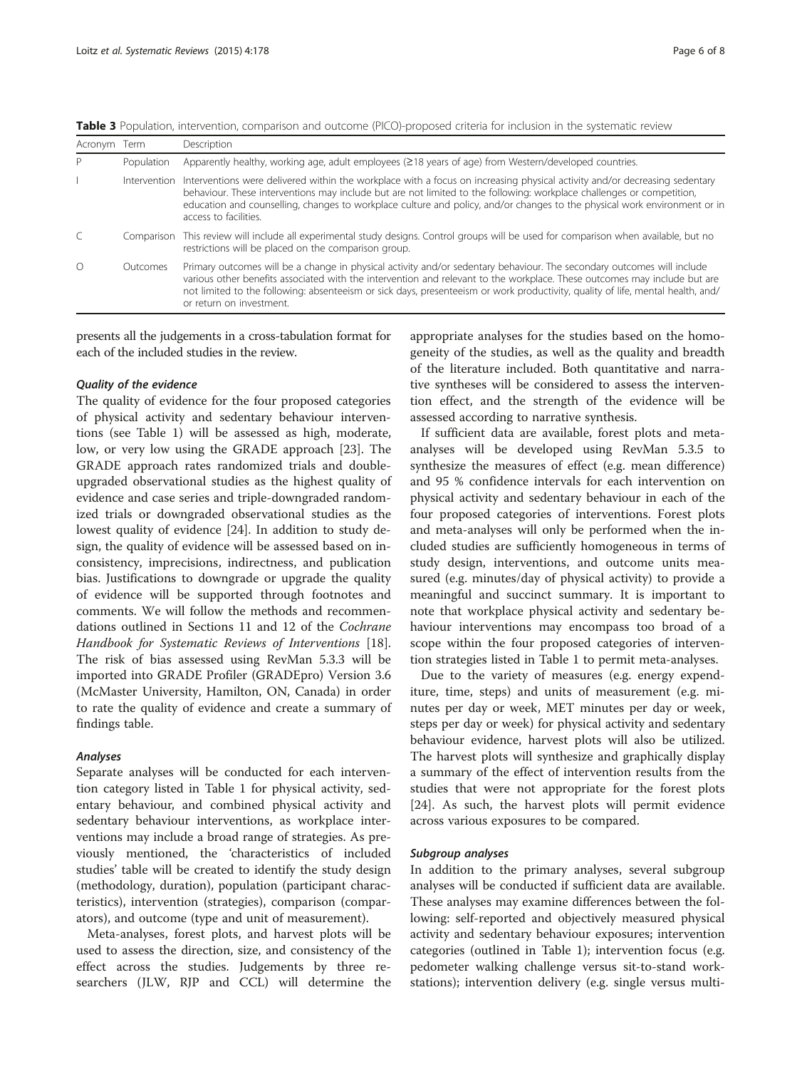**Table 3** Population, intervention, comparison and outcome (PICO)-proposed criteria for inclusion in the systematic review

| Acronym | Term | Description |
|---|---|---|
| P | Population | Apparently healthy, working age, adult employees (≥18 years of age) from Western/developed countries. |
| I | Intervention | Interventions were delivered within the workplace with a focus on increasing physical activity and/or decreasing sedentary behaviour. These interventions may include but are not limited to the following: workplace challenges or competition, education and counselling, changes to workplace culture and policy, and/or changes to the physical work environment or in access to facilities. |
| C | Comparison | This review will include all experimental study designs. Control groups will be used for comparison when available, but no restrictions will be placed on the comparison group. |
| O | Outcomes | Primary outcomes will be a change in physical activity and/or sedentary behaviour. The secondary outcomes will include various other benefits associated with the intervention and relevant to the workplace. These outcomes may include but are not limited to the following: absenteeism or sick days, presenteeism or work productivity, quality of life, mental health, and/or return on investment. |

presents all the judgements in a cross-tabulation format for each of the included studies in the review.

#### *Quality of the evidence*

The quality of evidence for the four proposed categories of physical activity and sedentary behaviour interventions (see Table 1) will be assessed as high, moderate, low, or very low using the GRADE approach [23]. The GRADE approach rates randomized trials and double-upgraded observational studies as the highest quality of evidence and case series and triple-downgraded randomized trials or downgraded observational studies as the lowest quality of evidence [24]. In addition to study design, the quality of evidence will be assessed based on inconsistency, imprecisions, indirectness, and publication bias. Justifications to downgrade or upgrade the quality of evidence will be supported through footnotes and comments. We will follow the methods and recommendations outlined in Sections 11 and 12 of the *Cochrane Handbook for Systematic Reviews of Interventions* [18]. The risk of bias assessed using RevMan 5.3.3 will be imported into GRADE Profiler (GRADEpro) Version 3.6 (McMaster University, Hamilton, ON, Canada) in order to rate the quality of evidence and create a summary of findings table.

#### *Analyses*

Separate analyses will be conducted for each intervention category listed in Table 1 for physical activity, sedentary behaviour, and combined physical activity and sedentary behaviour interventions, as workplace interventions may include a broad range of strategies. As previously mentioned, the 'characteristics of included studies' table will be created to identify the study design (methodology, duration), population (participant characteristics), intervention (strategies), comparison (comparators), and outcome (type and unit of measurement).

Meta-analyses, forest plots, and harvest plots will be used to assess the direction, size, and consistency of the effect across the studies. Judgements by three researchers (JLW, RJP and CCL) will determine the appropriate analyses for the studies based on the homogeneity of the studies, as well as the quality and breadth of the literature included. Both quantitative and narrative syntheses will be considered to assess the intervention effect, and the strength of the evidence will be assessed according to narrative synthesis.

If sufficient data are available, forest plots and meta-analyses will be developed using RevMan 5.3.5 to synthesize the measures of effect (e.g. mean difference) and 95 % confidence intervals for each intervention on physical activity and sedentary behaviour in each of the four proposed categories of interventions. Forest plots and meta-analyses will only be performed when the included studies are sufficiently homogeneous in terms of study design, interventions, and outcome units measured (e.g. minutes/day of physical activity) to provide a meaningful and succinct summary. It is important to note that workplace physical activity and sedentary behaviour interventions may encompass too broad of a scope within the four proposed categories of intervention strategies listed in Table 1 to permit meta-analyses.

Due to the variety of measures (e.g. energy expenditure, time, steps) and units of measurement (e.g. minutes per day or week, MET minutes per day or week, steps per day or week) for physical activity and sedentary behaviour evidence, harvest plots will also be utilized. The harvest plots will synthesize and graphically display a summary of the effect of intervention results from the studies that were not appropriate for the forest plots [24]. As such, the harvest plots will permit evidence across various exposures to be compared.

#### *Subgroup analyses*

In addition to the primary analyses, several subgroup analyses will be conducted if sufficient data are available. These analyses may examine differences between the following: self-reported and objectively measured physical activity and sedentary behaviour exposures; intervention categories (outlined in Table 1); intervention focus (e.g. pedometer walking challenge versus sit-to-stand workstations); intervention delivery (e.g. single versus multi-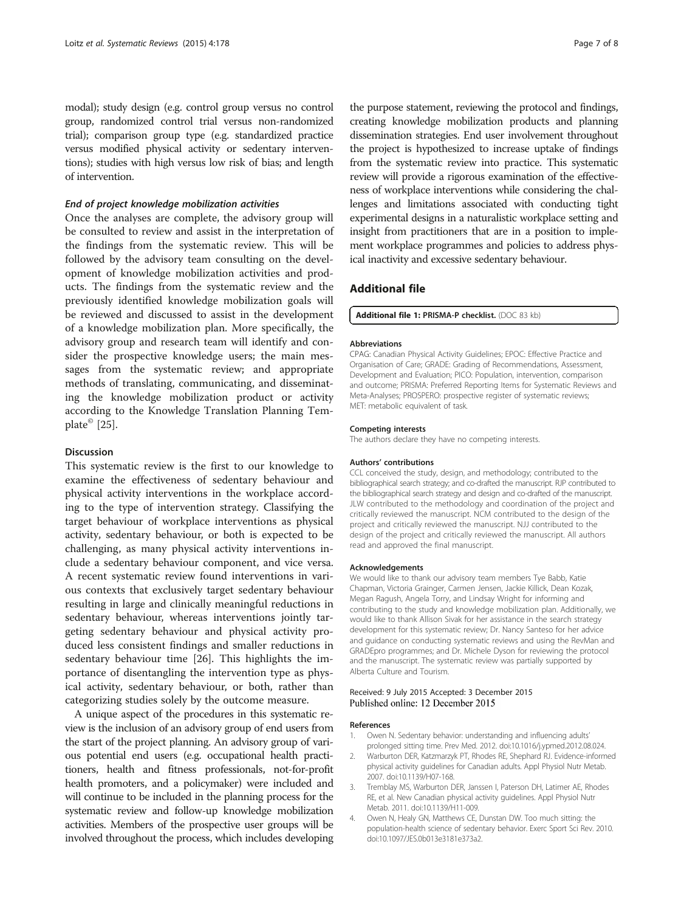modal); study design (e.g. control group versus no control group, randomized control trial versus non-randomized trial); comparison group type (e.g. standardized practice versus modified physical activity or sedentary interventions); studies with high versus low risk of bias; and length of intervention.

#### *End of project knowledge mobilization activities*

Once the analyses are complete, the advisory group will be consulted to review and assist in the interpretation of the findings from the systematic review. This will be followed by the advisory team consulting on the development of knowledge mobilization activities and products. The findings from the systematic review and the previously identified knowledge mobilization goals will be reviewed and discussed to assist in the development of a knowledge mobilization plan. More specifically, the advisory group and research team will identify and consider the prospective knowledge users; the main messages from the systematic review; and appropriate methods of translating, communicating, and disseminating the knowledge mobilization product or activity according to the Knowledge Translation Planning Template© [25].

## Discussion

This systematic review is the first to our knowledge to examine the effectiveness of sedentary behaviour and physical activity interventions in the workplace according to the type of intervention strategy. Classifying the target behaviour of workplace interventions as physical activity, sedentary behaviour, or both is expected to be challenging, as many physical activity interventions include a sedentary behaviour component, and vice versa. A recent systematic review found interventions in various contexts that exclusively target sedentary behaviour resulting in large and clinically meaningful reductions in sedentary behaviour, whereas interventions jointly targeting sedentary behaviour and physical activity produced less consistent findings and smaller reductions in sedentary behaviour time [26]. This highlights the importance of disentangling the intervention type as physical activity, sedentary behaviour, or both, rather than categorizing studies solely by the outcome measure.

A unique aspect of the procedures in this systematic review is the inclusion of an advisory group of end users from the start of the project planning. An advisory group of various potential end users (e.g. occupational health practitioners, health and fitness professionals, not-for-profit health promoters, and a policymaker) were included and will continue to be included in the planning process for the systematic review and follow-up knowledge mobilization activities. Members of the prospective user groups will be involved throughout the process, which includes developing the purpose statement, reviewing the protocol and findings, creating knowledge mobilization products and planning dissemination strategies. End user involvement throughout the project is hypothesized to increase uptake of findings from the systematic review into practice. This systematic review will provide a rigorous examination of the effectiveness of workplace interventions while considering the challenges and limitations associated with conducting tight experimental designs in a naturalistic workplace setting and insight from practitioners that are in a position to implement workplace programmes and policies to address physical inactivity and excessive sedentary behaviour.

## Additional file

**Additional file 1: PRISMA-P checklist.** (DOC 83 kb)

#### Abbreviations

CPAG: Canadian Physical Activity Guidelines; EPOC: Effective Practice and Organisation of Care; GRADE: Grading of Recommendations, Assessment, Development and Evaluation; PICO: Population, intervention, comparison and outcome; PRISMA: Preferred Reporting Items for Systematic Reviews and Meta-Analyses; PROSPERO: prospective register of systematic reviews; MET: metabolic equivalent of task.

#### Competing interests

The authors declare they have no competing interests.

#### Authors' contributions

CCL conceived the study, design, and methodology; contributed to the bibliographical search strategy; and co-drafted the manuscript. RJP contributed to the bibliographical search strategy and design and co-drafted of the manuscript. JLW contributed to the methodology and coordination of the project and critically reviewed the manuscript. NCM contributed to the design of the project and critically reviewed the manuscript. NJJ contributed to the design of the project and critically reviewed the manuscript. All authors read and approved the final manuscript.

#### Acknowledgements

We would like to thank our advisory team members Tye Babb, Katie Chapman, Victoria Grainger, Carmen Jensen, Jackie Killick, Dean Kozak, Megan Ragush, Angela Torry, and Lindsay Wright for informing and contributing to the study and knowledge mobilization plan. Additionally, we would like to thank Allison Sivak for her assistance in the search strategy development for this systematic review; Dr. Nancy Santeso for her advice and guidance on conducting systematic reviews and using the RevMan and GRADEpro programmes; and Dr. Michele Dyson for reviewing the protocol and the manuscript. The systematic review was partially supported by Alberta Culture and Tourism.

Received: 9 July 2015 Accepted: 3 December 2015
Published online: 12 December 2015

#### References

1. Owen N. Sedentary behavior: understanding and influencing adults' prolonged sitting time. Prev Med. 2012. doi:10.1016/j.ypmed.2012.08.024.
2. Warburton DER, Katzmarzyk PT, Rhodes RE, Shephard RJ. Evidence-informed physical activity guidelines for Canadian adults. Appl Physiol Nutr Metab. 2007. doi:10.1139/H07-168.
3. Tremblay MS, Warburton DER, Janssen I, Paterson DH, Latimer AE, Rhodes RE, et al. New Canadian physical activity guidelines. Appl Physiol Nutr Metab. 2011. doi:10.1139/H11-009.
4. Owen N, Healy GN, Matthews CE, Dunstan DW. Too much sitting: the population-health science of sedentary behavior. Exerc Sport Sci Rev. 2010. doi:10.1097/JES.0b013e3181e373a2.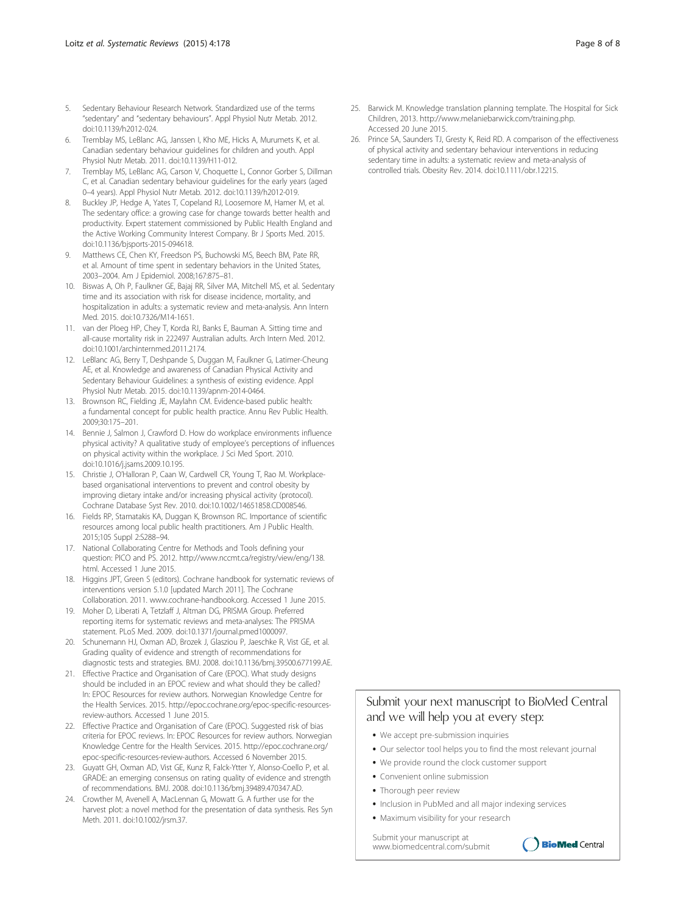5. Sedentary Behaviour Research Network. Standardized use of the terms "sedentary" and "sedentary behaviours". Appl Physiol Nutr Metab. 2012. doi:10.1139/h2012-024.
6. Tremblay MS, LeBlanc AG, Janssen I, Kho ME, Hicks A, Murumets K, et al. Canadian sedentary behaviour guidelines for children and youth. Appl Physiol Nutr Metab. 2011. doi:10.1139/H11-012.
7. Tremblay MS, LeBlanc AG, Carson V, Choquette L, Connor Gorber S, Dillman C, et al. Canadian sedentary behaviour guidelines for the early years (aged 0–4 years). Appl Physiol Nutr Metab. 2012. doi:10.1139/h2012-019.
8. Buckley JP, Hedge A, Yates T, Copeland RJ, Loosemore M, Hamer M, et al. The sedentary office: a growing case for change towards better health and productivity. Expert statement commissioned by Public Health England and the Active Working Community Interest Company. Br J Sports Med. 2015. doi:10.1136/bjsports-2015-094618.
9. Matthews CE, Chen KY, Freedson PS, Buchowski MS, Beech BM, Pate RR, et al. Amount of time spent in sedentary behaviors in the United States, 2003–2004. Am J Epidemiol. 2008;167:875–81.
10. Biswas A, Oh P, Faulkner GE, Bajaj RR, Silver MA, Mitchell MS, et al. Sedentary time and its association with risk for disease incidence, mortality, and hospitalization in adults: a systematic review and meta-analysis. Ann Intern Med. 2015. doi:10.7326/M14-1651.
11. van der Ploeg HP, Chey T, Korda RJ, Banks E, Bauman A. Sitting time and all-cause mortality risk in 222497 Australian adults. Arch Intern Med. 2012. doi:10.1001/archinternmed.2011.2174.
12. LeBlanc AG, Berry T, Deshpande S, Duggan M, Faulkner G, Latimer-Cheung AE, et al. Knowledge and awareness of Canadian Physical Activity and Sedentary Behaviour Guidelines: a synthesis of existing evidence. Appl Physiol Nutr Metab. 2015. doi:10.1139/apnm-2014-0464.
13. Brownson RC, Fielding JE, Maylahn CM. Evidence-based public health: a fundamental concept for public health practice. Annu Rev Public Health. 2009;30:175–201.
14. Bennie J, Salmon J, Crawford D. How do workplace environments influence physical activity? A qualitative study of employee's perceptions of influences on physical activity within the workplace. J Sci Med Sport. 2010. doi:10.1016/j.jsams.2009.10.195.
15. Christie J, O'Halloran P, Caan W, Cardwell CR, Young T, Rao M. Workplace-based organisational interventions to prevent and control obesity by improving dietary intake and/or increasing physical activity (protocol). Cochrane Database Syst Rev. 2010. doi:10.1002/14651858.CD008546.
16. Fields RP, Stamatakis KA, Duggan K, Brownson RC. Importance of scientific resources among local public health practitioners. Am J Public Health. 2015;105 Suppl 2:S288–94.
17. National Collaborating Centre for Methods and Tools defining your question: PICO and PS. 2012. http://www.nccmt.ca/registry/view/eng/138.html. Accessed 1 June 2015.
18. Higgins JPT, Green S (editors). Cochrane handbook for systematic reviews of interventions version 5.1.0 [updated March 2011]. The Cochrane Collaboration. 2011. www.cochrane-handbook.org. Accessed 1 June 2015.
19. Moher D, Liberati A, Tetzlaff J, Altman DG, PRISMA Group. Preferred reporting items for systematic reviews and meta-analyses: The PRISMA statement. PLoS Med. 2009. doi:10.1371/journal.pmed1000097.
20. Schunemann HJ, Oxman AD, Brozek J, Glasziou P, Jaeschke R, Vist GE, et al. Grading quality of evidence and strength of recommendations for diagnostic tests and strategies. BMJ. 2008. doi:10.1136/bmj.39500.677199.AE.
21. Effective Practice and Organisation of Care (EPOC). What study designs should be included in an EPOC review and what should they be called? In: EPOC Resources for review authors. Norwegian Knowledge Centre for the Health Services. 2015. http://epoc.cochrane.org/epoc-specific-resources-review-authors. Accessed 1 June 2015.
22. Effective Practice and Organisation of Care (EPOC). Suggested risk of bias criteria for EPOC reviews. In: EPOC Resources for review authors. Norwegian Knowledge Centre for the Health Services. 2015. http://epoc.cochrane.org/epoc-specific-resources-review-authors. Accessed 6 November 2015.
23. Guyatt GH, Oxman AD, Vist GE, Kunz R, Falck-Ytter Y, Alonso-Coello P, et al. GRADE: an emerging consensus on rating quality of evidence and strength of recommendations. BMJ. 2008. doi:10.1136/bmj.39489.470347.AD.
24. Crowther M, Avenell A, MacLennan G, Mowatt G. A further use for the harvest plot: a novel method for the presentation of data synthesis. Res Syn Meth. 2011. doi:10.1002/jrsm.37.
25. Barwick M. Knowledge translation planning template. The Hospital for Sick Children, 2013. http://www.melaniebarwick.com/training.php. Accessed 20 June 2015.
26. Prince SA, Saunders TJ, Gresty K, Reid RD. A comparison of the effectiveness of physical activity and sedentary behaviour interventions in reducing sedentary time in adults: a systematic review and meta-analysis of controlled trials. Obesity Rev. 2014. doi:10.1111/obr.12215.

Submit your next manuscript to BioMed Central and we will help you at every step:

- We accept pre-submission inquiries
- Our selector tool helps you to find the most relevant journal
- We provide round the clock customer support
- Convenient online submission
- Thorough peer review
- Inclusion in PubMed and all major indexing services
- Maximum visibility for your research

Submit your manuscript at www.biomedcentral.com/submit

BioMed Central